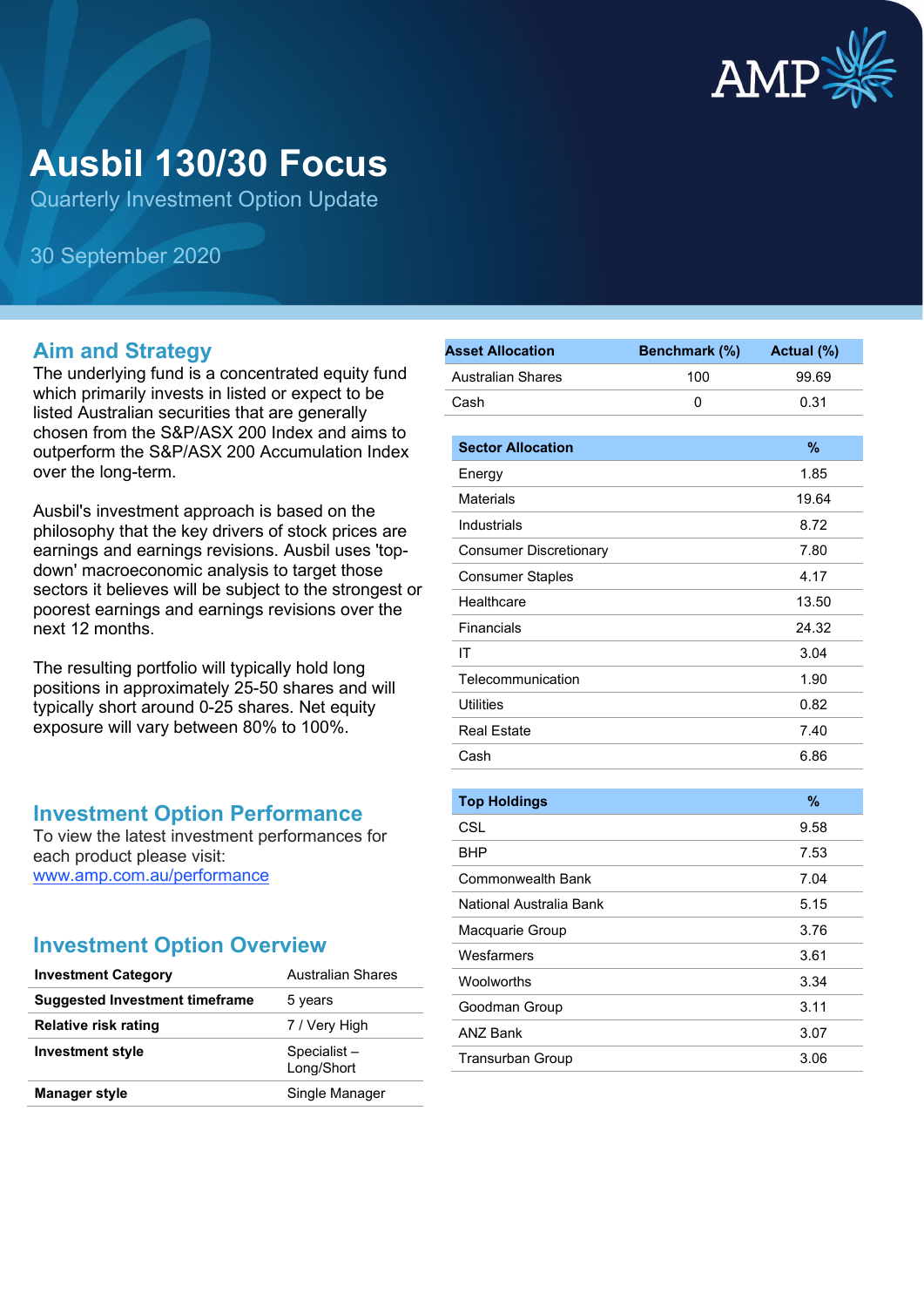# Ausbil 130/30 Focus

Quarterly Investment Option Update

30 September 2020

## Aim and Strategy

The underlying fund is a concentrated equity fund which primarily invests in listed or expect to be listed Australian securities that are generally chosen from the S&P/ASX 200 Index and aims to outperform the S&P/ASX 200 Accumulation Index over the long-term.

Ausbil's investment approach is based on the philosophy that the key drivers of stock prices are earnings and earnings revisions. Ausbil uses 'top-down' macroeconomic analysis to target those sectors it believes will be subject to the strongest or poorest earnings and earnings revisions over the next 12 months.

The resulting portfolio will typically hold long positions in approximately 25-50 shares and will typically short around 0-25 shares. Net equity exposure will vary between 80% to 100%.

## Investment Option Performance

To view the latest investment performances for each product please visit:
[www.amp.com.au/performance](http://www.amp.com.au/performance)

## Investment Option Overview

| | |
|---|---|
| **Investment Category** | Australian Shares |
| **Suggested Investment timeframe** | 5 years |
| **Relative risk rating** | 7 / Very High |
| **Investment style** | Specialist – Long/Short |
| **Manager style** | Single Manager |

| Asset Allocation | Benchmark (%) | Actual (%) |
|---|---|---|
| Australian Shares | 100 | 99.69 |
| Cash | 0 | 0.31 |

| Sector Allocation | % |
|---|---|
| Energy | 1.85 |
| Materials | 19.64 |
| Industrials | 8.72 |
| Consumer Discretionary | 7.80 |
| Consumer Staples | 4.17 |
| Healthcare | 13.50 |
| Financials | 24.32 |
| IT | 3.04 |
| Telecommunication | 1.90 |
| Utilities | 0.82 |
| Real Estate | 7.40 |
| Cash | 6.86 |

| Top Holdings | % |
|---|---|
| CSL | 9.58 |
| BHP | 7.53 |
| Commonwealth Bank | 7.04 |
| National Australia Bank | 5.15 |
| Macquarie Group | 3.76 |
| Wesfarmers | 3.61 |
| Woolworths | 3.34 |
| Goodman Group | 3.11 |
| ANZ Bank | 3.07 |
| Transurban Group | 3.06 |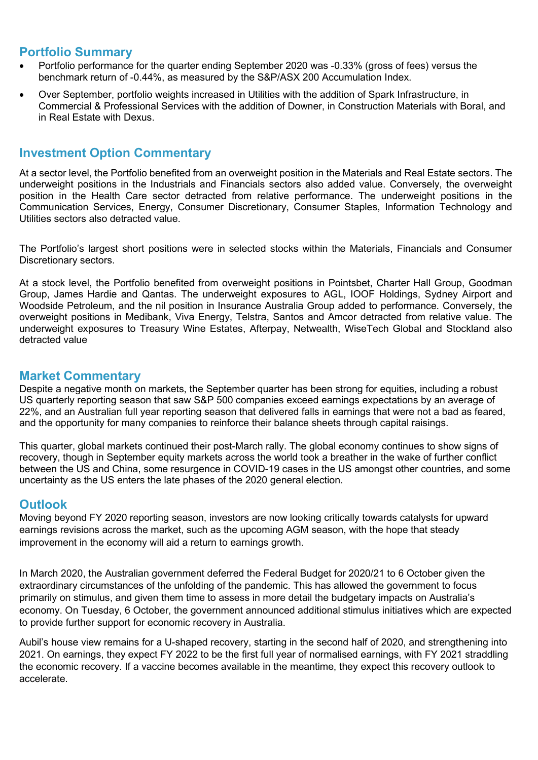## Portfolio Summary

- Portfolio performance for the quarter ending September 2020 was -0.33% (gross of fees) versus the benchmark return of -0.44%, as measured by the S&P/ASX 200 Accumulation Index.
- Over September, portfolio weights increased in Utilities with the addition of Spark Infrastructure, in Commercial & Professional Services with the addition of Downer, in Construction Materials with Boral, and in Real Estate with Dexus.

## Investment Option Commentary

At a sector level, the Portfolio benefited from an overweight position in the Materials and Real Estate sectors. The underweight positions in the Industrials and Financials sectors also added value. Conversely, the overweight position in the Health Care sector detracted from relative performance. The underweight positions in the Communication Services, Energy, Consumer Discretionary, Consumer Staples, Information Technology and Utilities sectors also detracted value.

The Portfolio's largest short positions were in selected stocks within the Materials, Financials and Consumer Discretionary sectors.

At a stock level, the Portfolio benefited from overweight positions in Pointsbet, Charter Hall Group, Goodman Group, James Hardie and Qantas. The underweight exposures to AGL, IOOF Holdings, Sydney Airport and Woodside Petroleum, and the nil position in Insurance Australia Group added to performance. Conversely, the overweight positions in Medibank, Viva Energy, Telstra, Santos and Amcor detracted from relative value. The underweight exposures to Treasury Wine Estates, Afterpay, Netwealth, WiseTech Global and Stockland also detracted value

## Market Commentary

Despite a negative month on markets, the September quarter has been strong for equities, including a robust US quarterly reporting season that saw S&P 500 companies exceed earnings expectations by an average of 22%, and an Australian full year reporting season that delivered falls in earnings that were not a bad as feared, and the opportunity for many companies to reinforce their balance sheets through capital raisings.

This quarter, global markets continued their post-March rally. The global economy continues to show signs of recovery, though in September equity markets across the world took a breather in the wake of further conflict between the US and China, some resurgence in COVID-19 cases in the US amongst other countries, and some uncertainty as the US enters the late phases of the 2020 general election.

## Outlook

Moving beyond FY 2020 reporting season, investors are now looking critically towards catalysts for upward earnings revisions across the market, such as the upcoming AGM season, with the hope that steady improvement in the economy will aid a return to earnings growth.

In March 2020, the Australian government deferred the Federal Budget for 2020/21 to 6 October given the extraordinary circumstances of the unfolding of the pandemic. This has allowed the government to focus primarily on stimulus, and given them time to assess in more detail the budgetary impacts on Australia's economy. On Tuesday, 6 October, the government announced additional stimulus initiatives which are expected to provide further support for economic recovery in Australia.

Aubil's house view remains for a U-shaped recovery, starting in the second half of 2020, and strengthening into 2021. On earnings, they expect FY 2022 to be the first full year of normalised earnings, with FY 2021 straddling the economic recovery. If a vaccine becomes available in the meantime, they expect this recovery outlook to accelerate.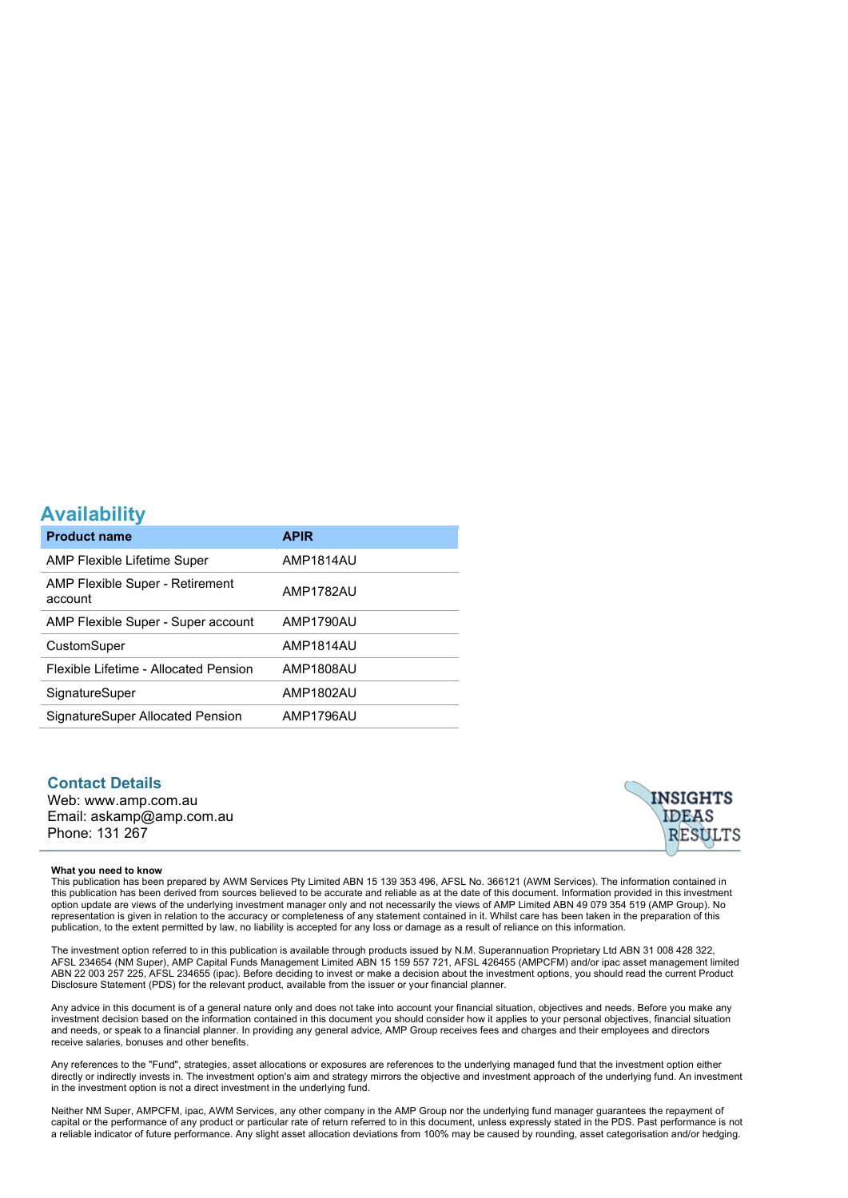## Availability

| Product name | APIR |
|---|---|
| AMP Flexible Lifetime Super | AMP1814AU |
| AMP Flexible Super - Retirement account | AMP1782AU |
| AMP Flexible Super - Super account | AMP1790AU |
| CustomSuper | AMP1814AU |
| Flexible Lifetime - Allocated Pension | AMP1808AU |
| SignatureSuper | AMP1802AU |
| SignatureSuper Allocated Pension | AMP1796AU |

### Contact Details

Web: www.amp.com.au
Email: askamp@amp.com.au
Phone: 131 267

INSIGHTS
IDEAS
RESULTS

**What you need to know**

This publication has been prepared by AWM Services Pty Limited ABN 15 139 353 496, AFSL No. 366121 (AWM Services). The information contained in this publication has been derived from sources believed to be accurate and reliable as at the date of this document. Information provided in this investment option update are views of the underlying investment manager only and not necessarily the views of AMP Limited ABN 49 079 354 519 (AMP Group). No representation is given in relation to the accuracy or completeness of any statement contained in it. Whilst care has been taken in the preparation of this publication, to the extent permitted by law, no liability is accepted for any loss or damage as a result of reliance on this information.

The investment option referred to in this publication is available through products issued by N.M. Superannuation Proprietary Ltd ABN 31 008 428 322, AFSL 234654 (NM Super), AMP Capital Funds Management Limited ABN 15 159 557 721, AFSL 426455 (AMPCFM) and/or ipac asset management limited ABN 22 003 257 225, AFSL 234655 (ipac). Before deciding to invest or make a decision about the investment options, you should read the current Product Disclosure Statement (PDS) for the relevant product, available from the issuer or your financial planner.

Any advice in this document is of a general nature only and does not take into account your financial situation, objectives and needs. Before you make any investment decision based on the information contained in this document you should consider how it applies to your personal objectives, financial situation and needs, or speak to a financial planner. In providing any general advice, AMP Group receives fees and charges and their employees and directors receive salaries, bonuses and other benefits.

Any references to the "Fund", strategies, asset allocations or exposures are references to the underlying managed fund that the investment option either directly or indirectly invests in. The investment option's aim and strategy mirrors the objective and investment approach of the underlying fund. An investment in the investment option is not a direct investment in the underlying fund.

Neither NM Super, AMPCFM, ipac, AWM Services, any other company in the AMP Group nor the underlying fund manager guarantees the repayment of capital or the performance of any product or particular rate of return referred to in this document, unless expressly stated in the PDS. Past performance is not a reliable indicator of future performance. Any slight asset allocation deviations from 100% may be caused by rounding, asset categorisation and/or hedging.